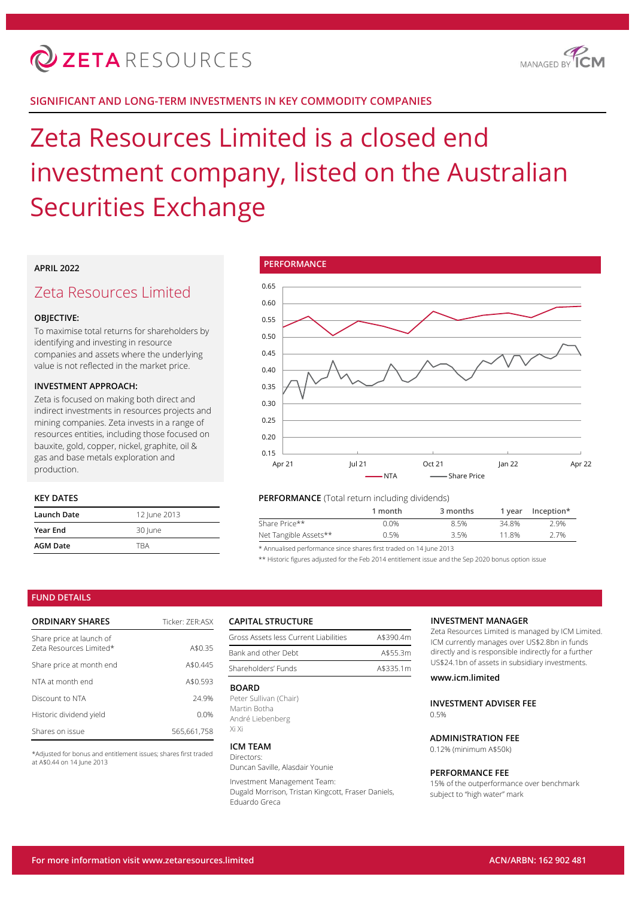# ZETA RESOURCES

MANAGED BY ICM

## SIGNIFICANT AND LONG-TERM INVESTMENTS IN KEY COMMODITY COMPANIES

# Zeta Resources Limited is a closed end investment company, listed on the Australian Securities Exchange

**APRIL 2022**

## Zeta Resources Limited

### OBJECTIVE:

To maximise total returns for shareholders by identifying and investing in resource companies and assets where the underlying value is not reflected in the market price.

### INVESTMENT APPROACH:

Zeta is focused on making both direct and indirect investments in resources projects and mining companies. Zeta invests in a range of resources entities, including those focused on bauxite, gold, copper, nickel, graphite, oil & gas and base metals exploration and production.

### KEY DATES

| | |
|---|---|
| **Launch Date** | 12 June 2013 |
| **Year End** | 30 June |
| **AGM Date** | TBA |

### PERFORMANCE

NTA — Share Price (Apr 21 – Apr 22)

**PERFORMANCE** (Total return including dividends)

| | 1 month | 3 months | 1 year | Inception* |
|---|---|---|---|---|
| Share Price** | 0.0% | 8.5% | 34.8% | 2.9% |
| Net Tangible Assets** | 0.5% | 3.5% | 11.8% | 2.7% |

\* Annualised performance since shares first traded on 14 June 2013

\*\* Historic figures adjusted for the Feb 2014 entitlement issue and the Sep 2020 bonus option issue

## FUND DETAILS

### ORDINARY SHARES

Ticker: ZER:ASX

| | |
|---|---|
| Share price at launch of Zeta Resources Limited* | A$0.35 |
| Share price at month end | A$0.445 |
| NTA at month end | A$0.593 |
| Discount to NTA | 24.9% |
| Historic dividend yield | 0.0% |
| Shares on issue | 565,661,758 |

\*Adjusted for bonus and entitlement issues; shares first traded at A$0.44 on 14 June 2013

### CAPITAL STRUCTURE

| | |
|---|---|
| Gross Assets less Current Liabilities | A$390.4m |
| Bank and other Debt | A$55.3m |
| Shareholders' Funds | A$335.1m |

### BOARD

Peter Sullivan (Chair)
Martin Botha
André Liebenberg
Xi Xi

### ICM TEAM

Directors:
Duncan Saville, Alasdair Younie

Investment Management Team:
Dugald Morrison, Tristan Kingcott, Fraser Daniels, Eduardo Greca

### INVESTMENT MANAGER

Zeta Resources Limited is managed by ICM Limited. ICM currently manages over US$2.8bn in funds directly and is responsible indirectly for a further US$24.1bn of assets in subsidiary investments.

**www.icm.limited**

### INVESTMENT ADVISER FEE

0.5%

### ADMINISTRATION FEE

0.12% (minimum A$50k)

### PERFORMANCE FEE

15% of the outperformance over benchmark subject to "high water" mark

For more information visit www.zetaresources.limited

ACN/ARBN: 162 902 481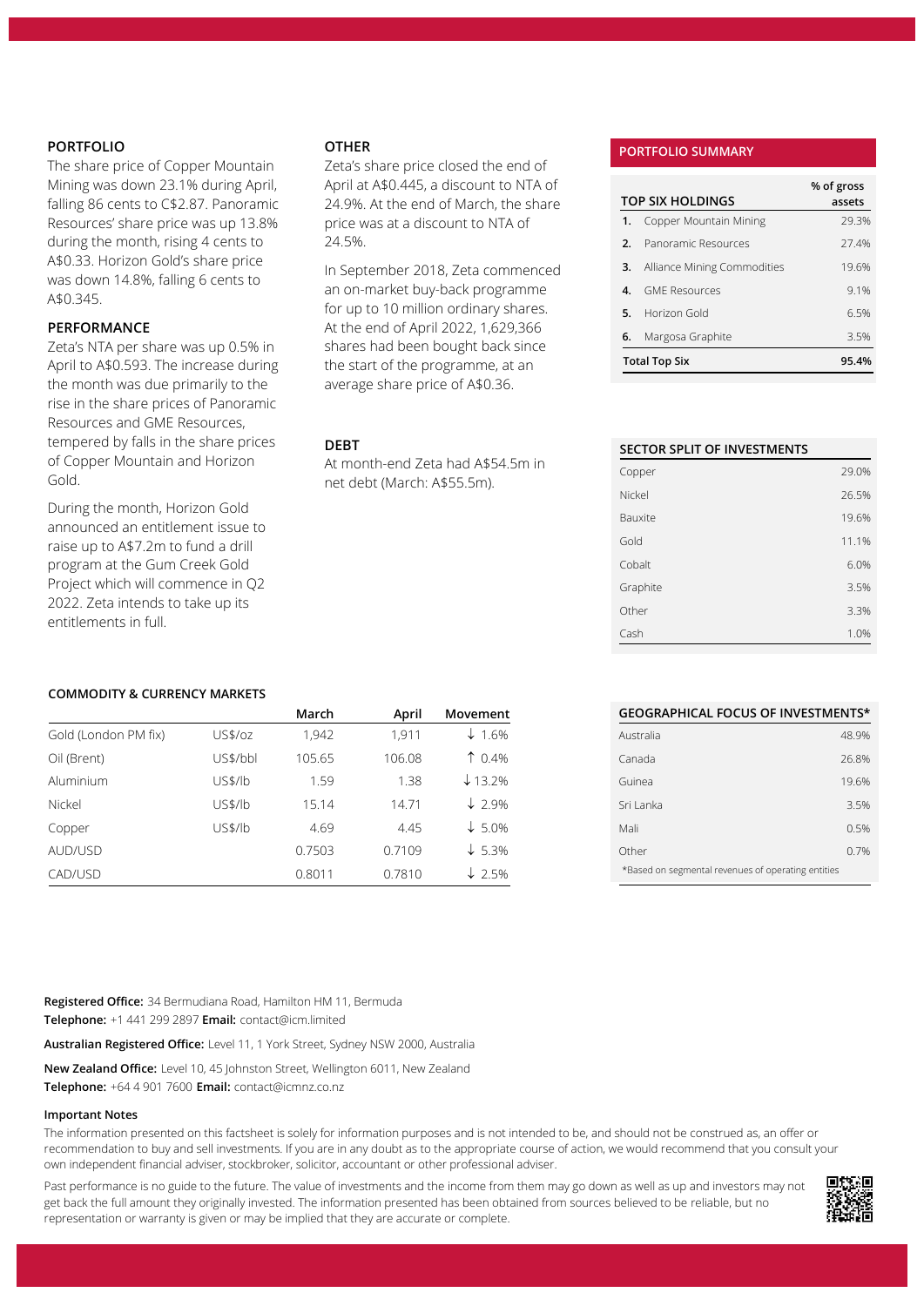## PORTFOLIO

The share price of Copper Mountain Mining was down 23.1% during April, falling 86 cents to C$2.87. Panoramic Resources' share price was up 13.8% during the month, rising 4 cents to A$0.33. Horizon Gold's share price was down 14.8%, falling 6 cents to A$0.345.

## PERFORMANCE

Zeta's NTA per share was up 0.5% in April to A$0.593. The increase during the month was due primarily to the rise in the share prices of Panoramic Resources and GME Resources, tempered by falls in the share prices of Copper Mountain and Horizon Gold.

During the month, Horizon Gold announced an entitlement issue to raise up to A$7.2m to fund a drill program at the Gum Creek Gold Project which will commence in Q2 2022. Zeta intends to take up its entitlements in full.

## OTHER

Zeta's share price closed the end of April at A$0.445, a discount to NTA of 24.9%. At the end of March, the share price was at a discount to NTA of 24.5%.

In September 2018, Zeta commenced an on-market buy-back programme for up to 10 million ordinary shares. At the end of April 2022, 1,629,366 shares had been bought back since the start of the programme, at an average share price of A$0.36.

## DEBT

At month-end Zeta had A$54.5m in net debt (March: A$55.5m).

## PORTFOLIO SUMMARY

| | TOP SIX HOLDINGS | % of gross assets |
|---|---|---|
| 1. | Copper Mountain Mining | 29.3% |
| 2. | Panoramic Resources | 27.4% |
| 3. | Alliance Mining Commodities | 19.6% |
| 4. | GME Resources | 9.1% |
| 5. | Horizon Gold | 6.5% |
| 6. | Margosa Graphite | 3.5% |
| | **Total Top Six** | **95.4%** |

### SECTOR SPLIT OF INVESTMENTS

| | |
|---|---|
| Copper | 29.0% |
| Nickel | 26.5% |
| Bauxite | 19.6% |
| Gold | 11.1% |
| Cobalt | 6.0% |
| Graphite | 3.5% |
| Other | 3.3% |
| Cash | 1.0% |

### COMMODITY & CURRENCY MARKETS

| | | March | April | Movement |
|---|---|---|---|---|
| Gold (London PM fix) | US$/oz | 1,942 | 1,911 | ↓ 1.6% |
| Oil (Brent) | US$/bbl | 105.65 | 106.08 | ↑ 0.4% |
| Aluminium | US$/lb | 1.59 | 1.38 | ↓ 13.2% |
| Nickel | US$/lb | 15.14 | 14.71 | ↓ 2.9% |
| Copper | US$/lb | 4.69 | 4.45 | ↓ 5.0% |
| AUD/USD | | 0.7503 | 0.7109 | ↓ 5.3% |
| CAD/USD | | 0.8011 | 0.7810 | ↓ 2.5% |

### GEOGRAPHICAL FOCUS OF INVESTMENTS*

| | |
|---|---|
| Australia | 48.9% |
| Canada | 26.8% |
| Guinea | 19.6% |
| Sri Lanka | 3.5% |
| Mali | 0.5% |
| Other | 0.7% |

*Based on segmental revenues of operating entities

**Registered Office:** 34 Bermudiana Road, Hamilton HM 11, Bermuda
**Telephone:** +1 441 299 2897 **Email:** contact@icm.limited

**Australian Registered Office:** Level 11, 1 York Street, Sydney NSW 2000, Australia

**New Zealand Office:** Level 10, 45 Johnston Street, Wellington 6011, New Zealand
**Telephone:** +64 4 901 7600 **Email:** contact@icmnz.co.nz

### Important Notes

The information presented on this factsheet is solely for information purposes and is not intended to be, and should not be construed as, an offer or recommendation to buy and sell investments. If you are in any doubt as to the appropriate course of action, we would recommend that you consult your own independent financial adviser, stockbroker, solicitor, accountant or other professional adviser.

Past performance is no guide to the future. The value of investments and the income from them may go down as well as up and investors may not get back the full amount they originally invested. The information presented has been obtained from sources believed to be reliable, but no representation or warranty is given or may be implied that they are accurate or complete.